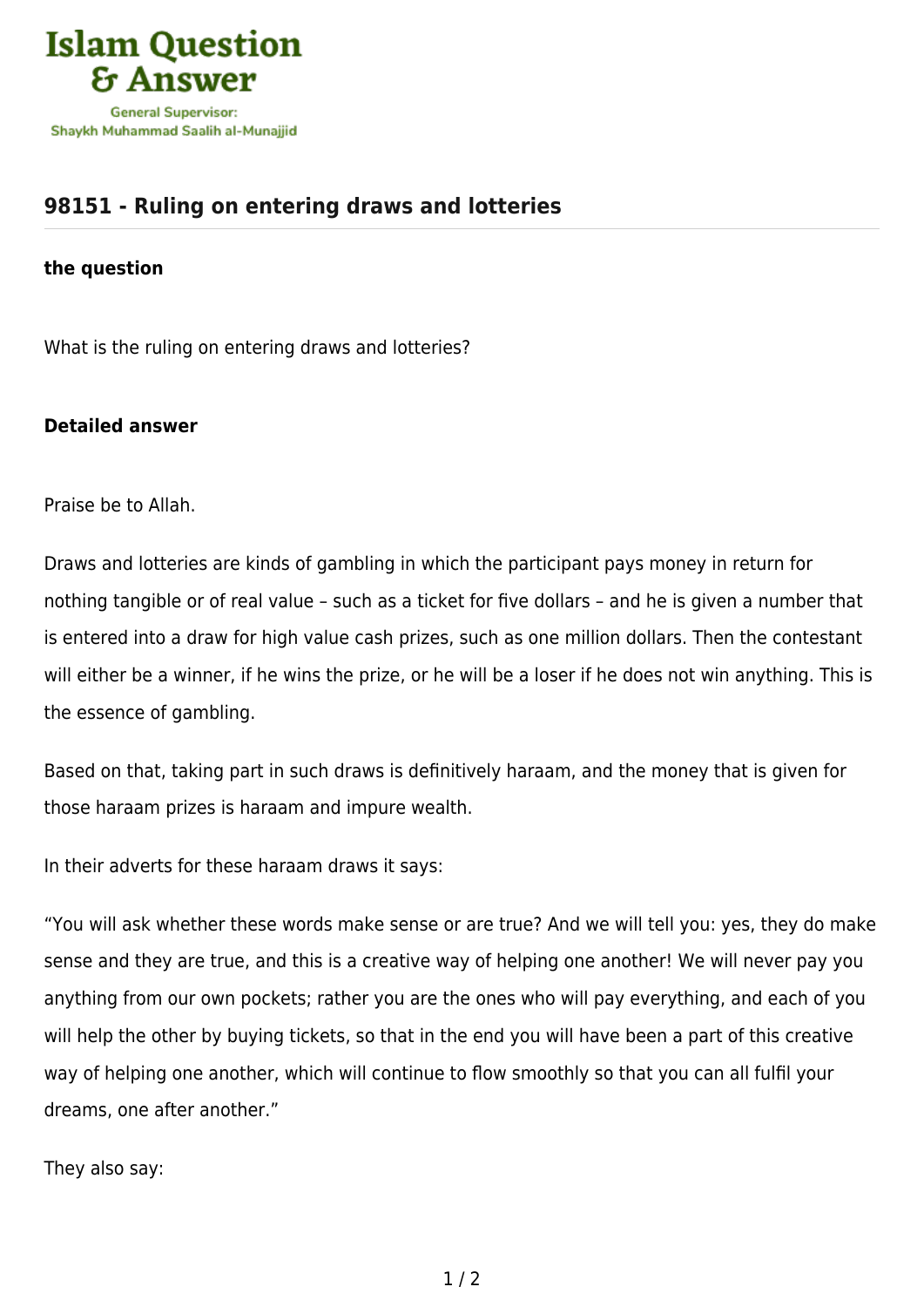# 98151 - Ruling on entering draws and lotteries

**the question**

What is the ruling on entering draws and lotteries?

**Detailed answer**

Praise be to Allah.

Draws and lotteries are kinds of gambling in which the participant pays money in return for nothing tangible or of real value – such as a ticket for five dollars – and he is given a number that is entered into a draw for high value cash prizes, such as one million dollars. Then the contestant will either be a winner, if he wins the prize, or he will be a loser if he does not win anything. This is the essence of gambling.

Based on that, taking part in such draws is definitively haraam, and the money that is given for those haraam prizes is haraam and impure wealth.

In their adverts for these haraam draws it says:

"You will ask whether these words make sense or are true? And we will tell you: yes, they do make sense and they are true, and this is a creative way of helping one another! We will never pay you anything from our own pockets; rather you are the ones who will pay everything, and each of you will help the other by buying tickets, so that in the end you will have been a part of this creative way of helping one another, which will continue to flow smoothly so that you can all fulfil your dreams, one after another."

They also say: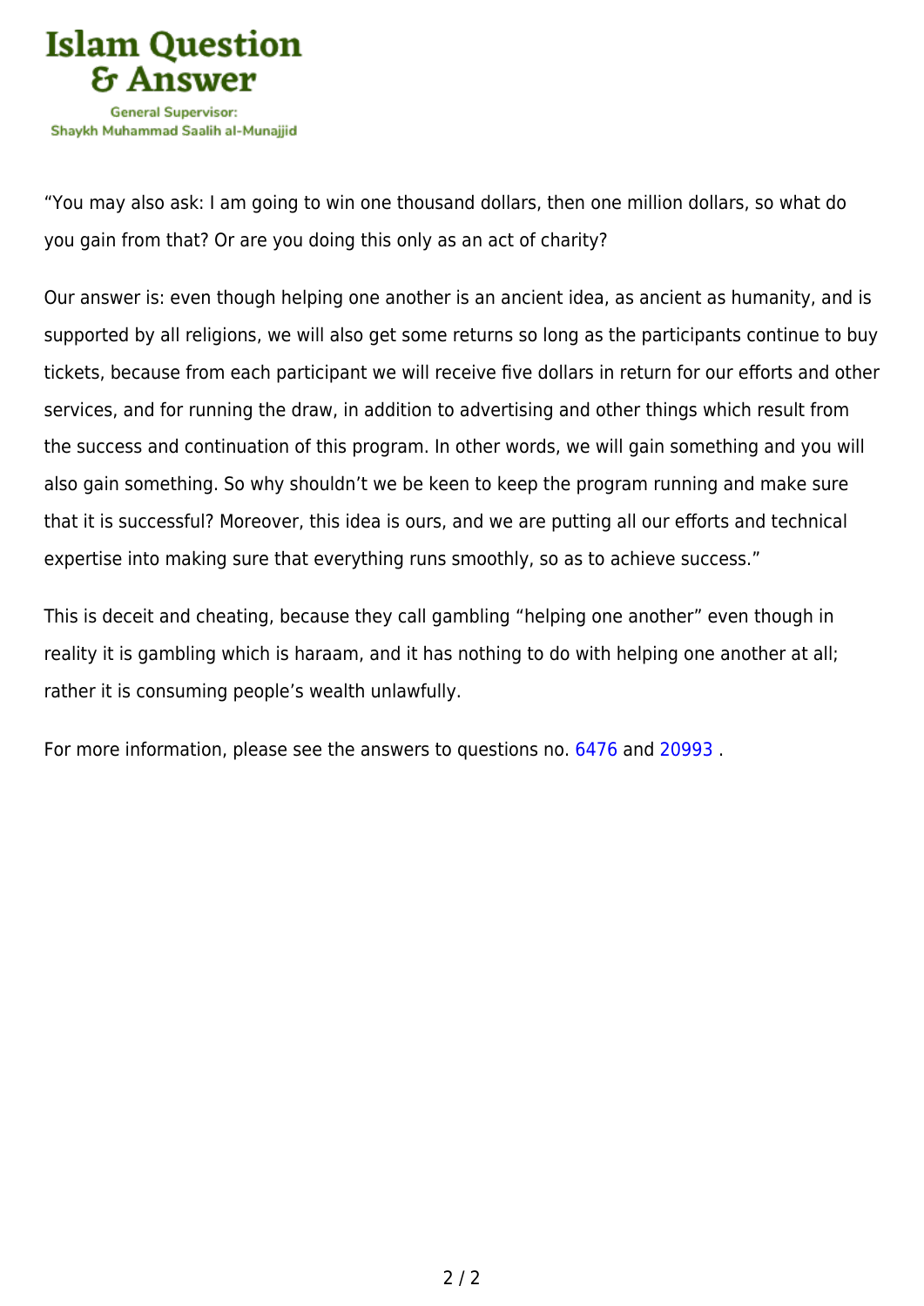"You may also ask: I am going to win one thousand dollars, then one million dollars, so what do you gain from that? Or are you doing this only as an act of charity?

Our answer is: even though helping one another is an ancient idea, as ancient as humanity, and is supported by all religions, we will also get some returns so long as the participants continue to buy tickets, because from each participant we will receive five dollars in return for our efforts and other services, and for running the draw, in addition to advertising and other things which result from the success and continuation of this program. In other words, we will gain something and you will also gain something. So why shouldn't we be keen to keep the program running and make sure that it is successful? Moreover, this idea is ours, and we are putting all our efforts and technical expertise into making sure that everything runs smoothly, so as to achieve success."

This is deceit and cheating, because they call gambling "helping one another" even though in reality it is gambling which is haraam, and it has nothing to do with helping one another at all; rather it is consuming people's wealth unlawfully.

For more information, please see the answers to questions no. 6476 and 20993 .